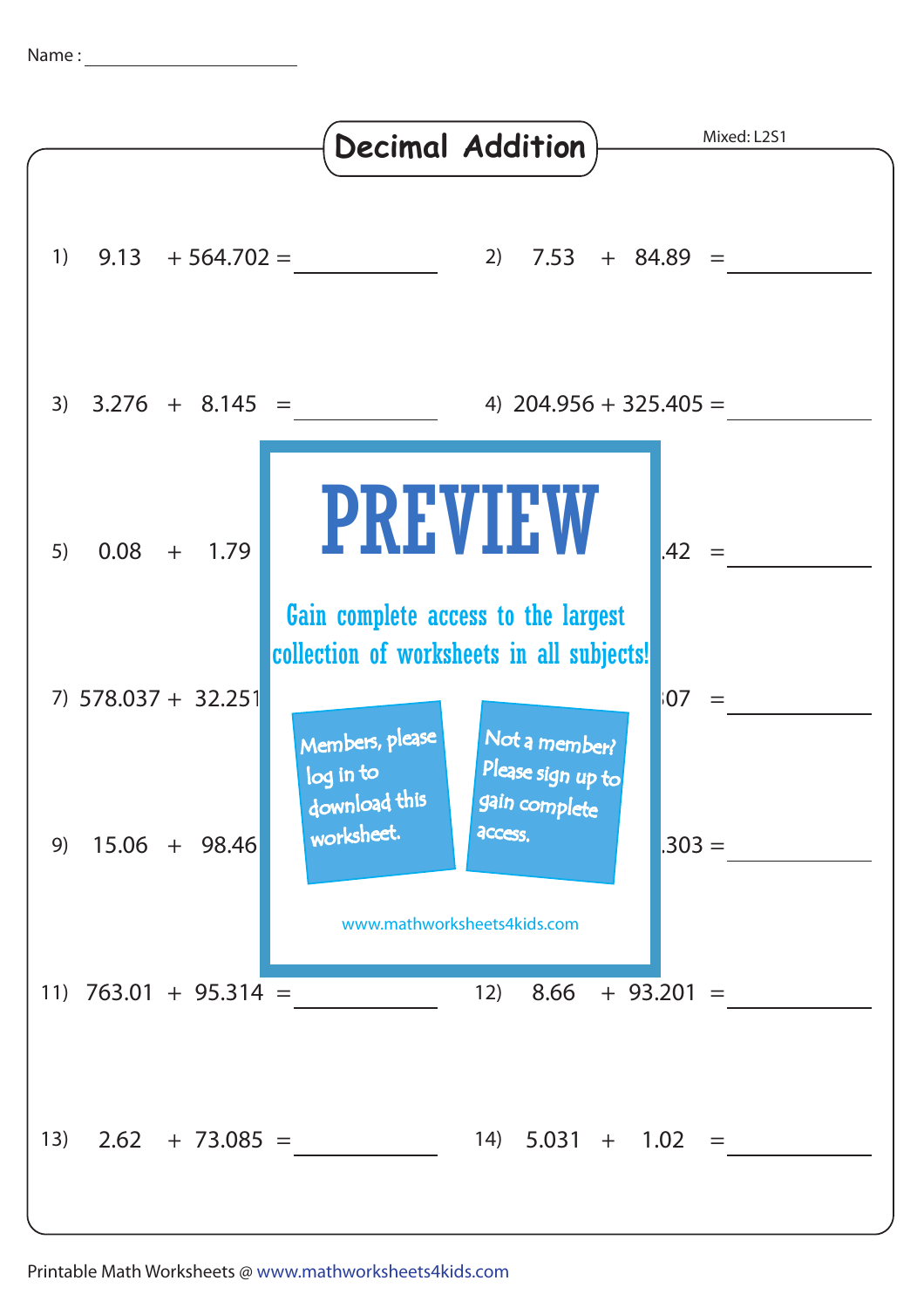Name : ____________________

# Decimal Addition

Mixed: L2S1

1) $9.13 + 564.702 =$ ________

2) $7.53 + 84.89 =$ ________

3) $3.276 + 8.145 =$ ________

4) $204.956 + 325.405 =$ ________

5) $0.08 + 1.79$

.42 = ________

7) $578.037 + 32.251$

07 = ________

9) $15.06 + 98.46$

.303 = ________

PREVIEW

Gain complete access to the largest collection of worksheets in all subjects!

Members, please log in to download this worksheet.

Not a member? Please sign up to gain complete access.

www.mathworksheets4kids.com

11) $763.01 + 95.314 =$ ________

12) $8.66 + 93.201 =$ ________

13) $2.62 + 73.085 =$ ________

14) $5.031 + 1.02 =$ ________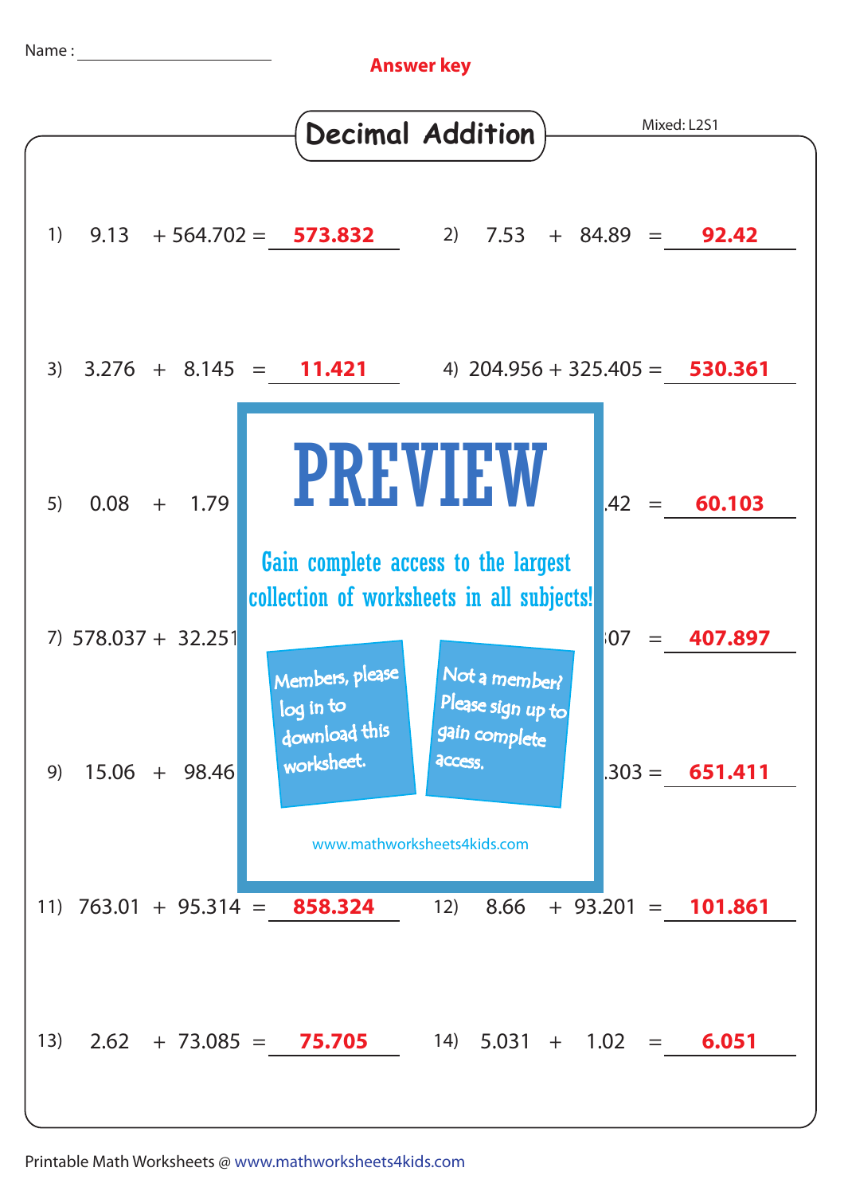Name :

**Answer key**

# Decimal Addition

Mixed: L2S1

1) 9.13 + 564.702 = **573.832**

2) 7.53 + 84.89 = **92.42**

3) 3.276 + 8.145 = **11.421**

4) 204.956 + 325.405 = **530.361**

5) 0.08 + 1.79

.42 = **60.103**

7) 578.037 + 32.251

07 = **407.897**

9) 15.06 + 98.46

.303 = **651.411**

11) 763.01 + 95.314 = **858.324**

12) 8.66 + 93.201 = **101.861**

13) 2.62 + 73.085 = **75.705**

14) 5.031 + 1.02 = **6.051**

PREVIEW

Gain complete access to the largest collection of worksheets in all subjects!

Members, please log in to download this worksheet.

Not a member? Please sign up to gain complete access.

www.mathworksheets4kids.com

Printable Math Worksheets @ www.mathworksheets4kids.com